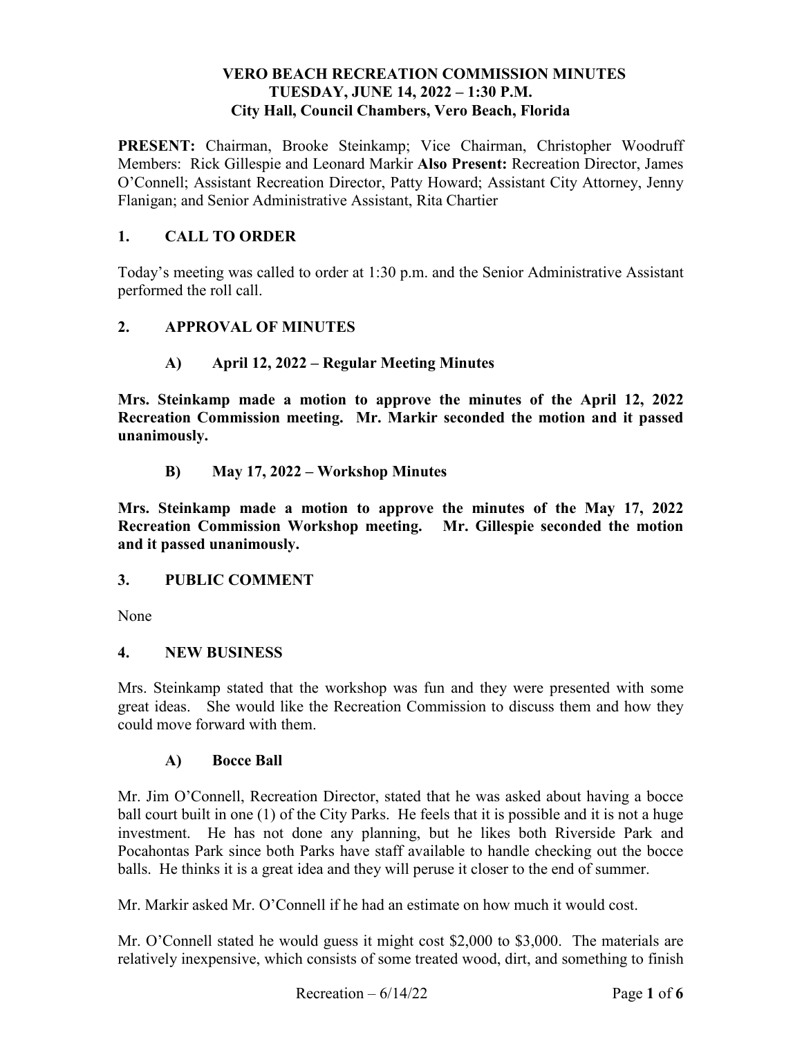# VERO BEACH RECREATION COMMISSION MINUTES
## TUESDAY, JUNE 14, 2022 – 1:30 P.M.
### City Hall, Council Chambers, Vero Beach, Florida

**PRESENT:** Chairman, Brooke Steinkamp; Vice Chairman, Christopher Woodruff Members: Rick Gillespie and Leonard Markir **Also Present:** Recreation Director, James O'Connell; Assistant Recreation Director, Patty Howard; Assistant City Attorney, Jenny Flanigan; and Senior Administrative Assistant, Rita Chartier

## 1. CALL TO ORDER

Today's meeting was called to order at 1:30 p.m. and the Senior Administrative Assistant performed the roll call.

## 2. APPROVAL OF MINUTES

### A) April 12, 2022 – Regular Meeting Minutes

**Mrs. Steinkamp made a motion to approve the minutes of the April 12, 2022 Recreation Commission meeting. Mr. Markir seconded the motion and it passed unanimously.**

### B) May 17, 2022 – Workshop Minutes

**Mrs. Steinkamp made a motion to approve the minutes of the May 17, 2022 Recreation Commission Workshop meeting. Mr. Gillespie seconded the motion and it passed unanimously.**

## 3. PUBLIC COMMENT

None

## 4. NEW BUSINESS

Mrs. Steinkamp stated that the workshop was fun and they were presented with some great ideas. She would like the Recreation Commission to discuss them and how they could move forward with them.

### A) Bocce Ball

Mr. Jim O'Connell, Recreation Director, stated that he was asked about having a bocce ball court built in one (1) of the City Parks. He feels that it is possible and it is not a huge investment. He has not done any planning, but he likes both Riverside Park and Pocahontas Park since both Parks have staff available to handle checking out the bocce balls. He thinks it is a great idea and they will peruse it closer to the end of summer.

Mr. Markir asked Mr. O'Connell if he had an estimate on how much it would cost.

Mr. O'Connell stated he would guess it might cost $2,000 to $3,000. The materials are relatively inexpensive, which consists of some treated wood, dirt, and something to finish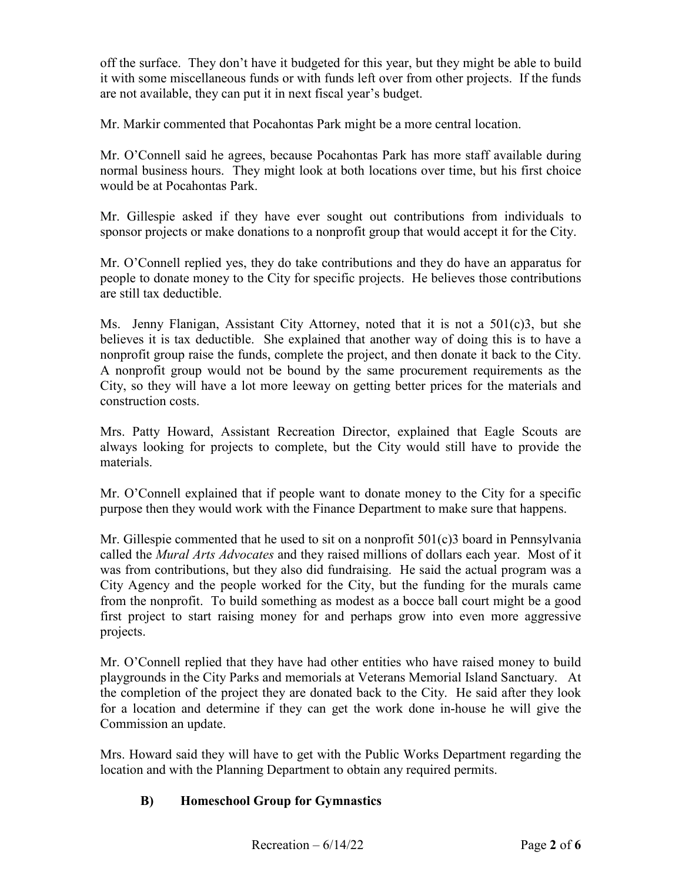off the surface. They don't have it budgeted for this year, but they might be able to build it with some miscellaneous funds or with funds left over from other projects. If the funds are not available, they can put it in next fiscal year's budget.

Mr. Markir commented that Pocahontas Park might be a more central location.

Mr. O'Connell said he agrees, because Pocahontas Park has more staff available during normal business hours. They might look at both locations over time, but his first choice would be at Pocahontas Park.

Mr. Gillespie asked if they have ever sought out contributions from individuals to sponsor projects or make donations to a nonprofit group that would accept it for the City.

Mr. O'Connell replied yes, they do take contributions and they do have an apparatus for people to donate money to the City for specific projects. He believes those contributions are still tax deductible.

Ms. Jenny Flanigan, Assistant City Attorney, noted that it is not a 501(c)3, but she believes it is tax deductible. She explained that another way of doing this is to have a nonprofit group raise the funds, complete the project, and then donate it back to the City. A nonprofit group would not be bound by the same procurement requirements as the City, so they will have a lot more leeway on getting better prices for the materials and construction costs.

Mrs. Patty Howard, Assistant Recreation Director, explained that Eagle Scouts are always looking for projects to complete, but the City would still have to provide the materials.

Mr. O'Connell explained that if people want to donate money to the City for a specific purpose then they would work with the Finance Department to make sure that happens.

Mr. Gillespie commented that he used to sit on a nonprofit 501(c)3 board in Pennsylvania called the *Mural Arts Advocates* and they raised millions of dollars each year. Most of it was from contributions, but they also did fundraising. He said the actual program was a City Agency and the people worked for the City, but the funding for the murals came from the nonprofit. To build something as modest as a bocce ball court might be a good first project to start raising money for and perhaps grow into even more aggressive projects.

Mr. O'Connell replied that they have had other entities who have raised money to build playgrounds in the City Parks and memorials at Veterans Memorial Island Sanctuary. At the completion of the project they are donated back to the City. He said after they look for a location and determine if they can get the work done in-house he will give the Commission an update.

Mrs. Howard said they will have to get with the Public Works Department regarding the location and with the Planning Department to obtain any required permits.

**B) Homeschool Group for Gymnastics**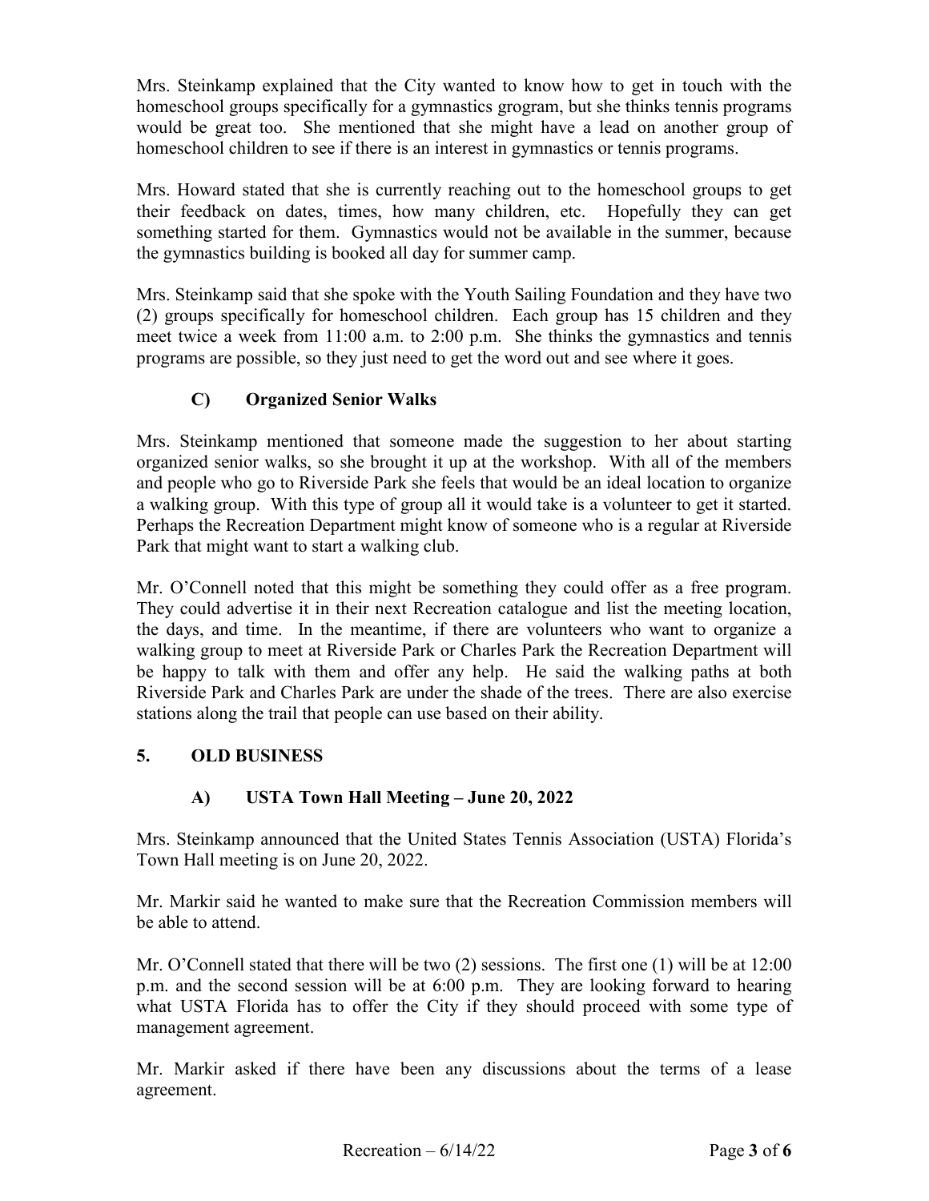Mrs. Steinkamp explained that the City wanted to know how to get in touch with the homeschool groups specifically for a gymnastics grogram, but she thinks tennis programs would be great too. She mentioned that she might have a lead on another group of homeschool children to see if there is an interest in gymnastics or tennis programs.

Mrs. Howard stated that she is currently reaching out to the homeschool groups to get their feedback on dates, times, how many children, etc. Hopefully they can get something started for them. Gymnastics would not be available in the summer, because the gymnastics building is booked all day for summer camp.

Mrs. Steinkamp said that she spoke with the Youth Sailing Foundation and they have two (2) groups specifically for homeschool children. Each group has 15 children and they meet twice a week from 11:00 a.m. to 2:00 p.m. She thinks the gymnastics and tennis programs are possible, so they just need to get the word out and see where it goes.

### C) Organized Senior Walks

Mrs. Steinkamp mentioned that someone made the suggestion to her about starting organized senior walks, so she brought it up at the workshop. With all of the members and people who go to Riverside Park she feels that would be an ideal location to organize a walking group. With this type of group all it would take is a volunteer to get it started. Perhaps the Recreation Department might know of someone who is a regular at Riverside Park that might want to start a walking club.

Mr. O'Connell noted that this might be something they could offer as a free program. They could advertise it in their next Recreation catalogue and list the meeting location, the days, and time. In the meantime, if there are volunteers who want to organize a walking group to meet at Riverside Park or Charles Park the Recreation Department will be happy to talk with them and offer any help. He said the walking paths at both Riverside Park and Charles Park are under the shade of the trees. There are also exercise stations along the trail that people can use based on their ability.

## 5. OLD BUSINESS

### A) USTA Town Hall Meeting – June 20, 2022

Mrs. Steinkamp announced that the United States Tennis Association (USTA) Florida's Town Hall meeting is on June 20, 2022.

Mr. Markir said he wanted to make sure that the Recreation Commission members will be able to attend.

Mr. O'Connell stated that there will be two (2) sessions. The first one (1) will be at 12:00 p.m. and the second session will be at 6:00 p.m. They are looking forward to hearing what USTA Florida has to offer the City if they should proceed with some type of management agreement.

Mr. Markir asked if there have been any discussions about the terms of a lease agreement.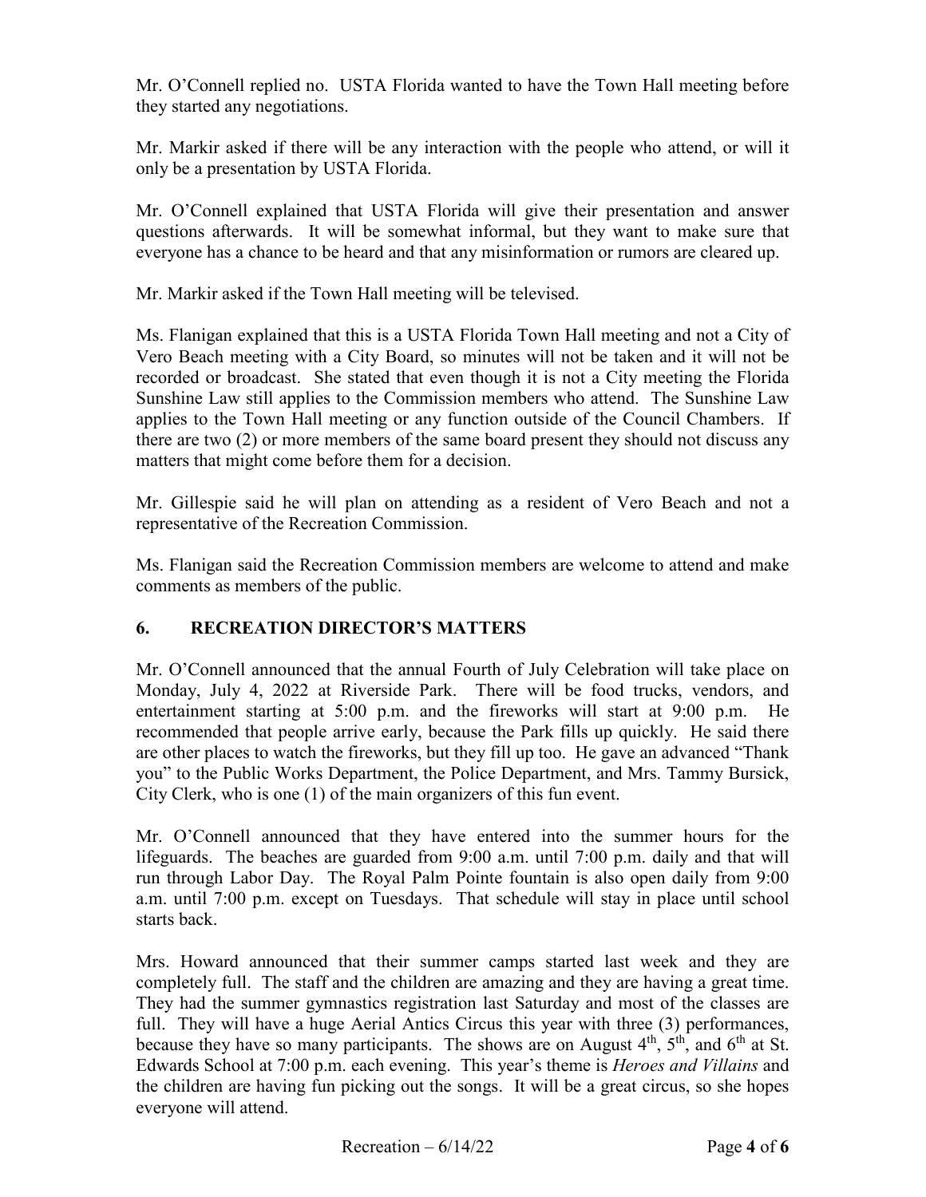Mr. O'Connell replied no. USTA Florida wanted to have the Town Hall meeting before they started any negotiations.

Mr. Markir asked if there will be any interaction with the people who attend, or will it only be a presentation by USTA Florida.

Mr. O'Connell explained that USTA Florida will give their presentation and answer questions afterwards. It will be somewhat informal, but they want to make sure that everyone has a chance to be heard and that any misinformation or rumors are cleared up.

Mr. Markir asked if the Town Hall meeting will be televised.

Ms. Flanigan explained that this is a USTA Florida Town Hall meeting and not a City of Vero Beach meeting with a City Board, so minutes will not be taken and it will not be recorded or broadcast. She stated that even though it is not a City meeting the Florida Sunshine Law still applies to the Commission members who attend. The Sunshine Law applies to the Town Hall meeting or any function outside of the Council Chambers. If there are two (2) or more members of the same board present they should not discuss any matters that might come before them for a decision.

Mr. Gillespie said he will plan on attending as a resident of Vero Beach and not a representative of the Recreation Commission.

Ms. Flanigan said the Recreation Commission members are welcome to attend and make comments as members of the public.

## 6. RECREATION DIRECTOR'S MATTERS

Mr. O'Connell announced that the annual Fourth of July Celebration will take place on Monday, July 4, 2022 at Riverside Park. There will be food trucks, vendors, and entertainment starting at 5:00 p.m. and the fireworks will start at 9:00 p.m. He recommended that people arrive early, because the Park fills up quickly. He said there are other places to watch the fireworks, but they fill up too. He gave an advanced "Thank you" to the Public Works Department, the Police Department, and Mrs. Tammy Bursick, City Clerk, who is one (1) of the main organizers of this fun event.

Mr. O'Connell announced that they have entered into the summer hours for the lifeguards. The beaches are guarded from 9:00 a.m. until 7:00 p.m. daily and that will run through Labor Day. The Royal Palm Pointe fountain is also open daily from 9:00 a.m. until 7:00 p.m. except on Tuesdays. That schedule will stay in place until school starts back.

Mrs. Howard announced that their summer camps started last week and they are completely full. The staff and the children are amazing and they are having a great time. They had the summer gymnastics registration last Saturday and most of the classes are full. They will have a huge Aerial Antics Circus this year with three (3) performances, because they have so many participants. The shows are on August 4th, 5th, and 6th at St. Edwards School at 7:00 p.m. each evening. This year's theme is *Heroes and Villains* and the children are having fun picking out the songs. It will be a great circus, so she hopes everyone will attend.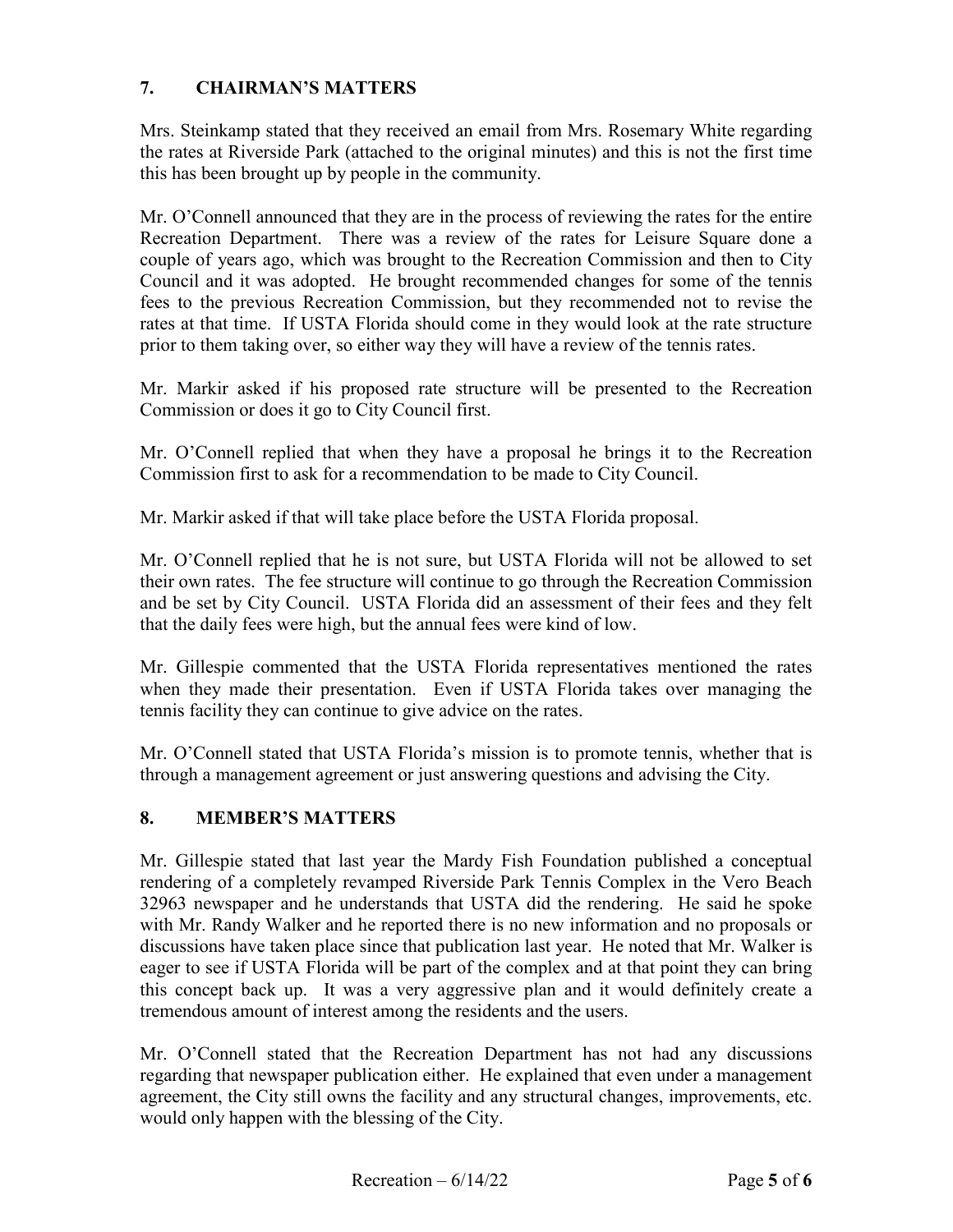## 7. CHAIRMAN'S MATTERS

Mrs. Steinkamp stated that they received an email from Mrs. Rosemary White regarding the rates at Riverside Park (attached to the original minutes) and this is not the first time this has been brought up by people in the community.

Mr. O'Connell announced that they are in the process of reviewing the rates for the entire Recreation Department. There was a review of the rates for Leisure Square done a couple of years ago, which was brought to the Recreation Commission and then to City Council and it was adopted. He brought recommended changes for some of the tennis fees to the previous Recreation Commission, but they recommended not to revise the rates at that time. If USTA Florida should come in they would look at the rate structure prior to them taking over, so either way they will have a review of the tennis rates.

Mr. Markir asked if his proposed rate structure will be presented to the Recreation Commission or does it go to City Council first.

Mr. O'Connell replied that when they have a proposal he brings it to the Recreation Commission first to ask for a recommendation to be made to City Council.

Mr. Markir asked if that will take place before the USTA Florida proposal.

Mr. O'Connell replied that he is not sure, but USTA Florida will not be allowed to set their own rates. The fee structure will continue to go through the Recreation Commission and be set by City Council. USTA Florida did an assessment of their fees and they felt that the daily fees were high, but the annual fees were kind of low.

Mr. Gillespie commented that the USTA Florida representatives mentioned the rates when they made their presentation. Even if USTA Florida takes over managing the tennis facility they can continue to give advice on the rates.

Mr. O'Connell stated that USTA Florida's mission is to promote tennis, whether that is through a management agreement or just answering questions and advising the City.

## 8. MEMBER'S MATTERS

Mr. Gillespie stated that last year the Mardy Fish Foundation published a conceptual rendering of a completely revamped Riverside Park Tennis Complex in the Vero Beach 32963 newspaper and he understands that USTA did the rendering. He said he spoke with Mr. Randy Walker and he reported there is no new information and no proposals or discussions have taken place since that publication last year. He noted that Mr. Walker is eager to see if USTA Florida will be part of the complex and at that point they can bring this concept back up. It was a very aggressive plan and it would definitely create a tremendous amount of interest among the residents and the users.

Mr. O'Connell stated that the Recreation Department has not had any discussions regarding that newspaper publication either. He explained that even under a management agreement, the City still owns the facility and any structural changes, improvements, etc. would only happen with the blessing of the City.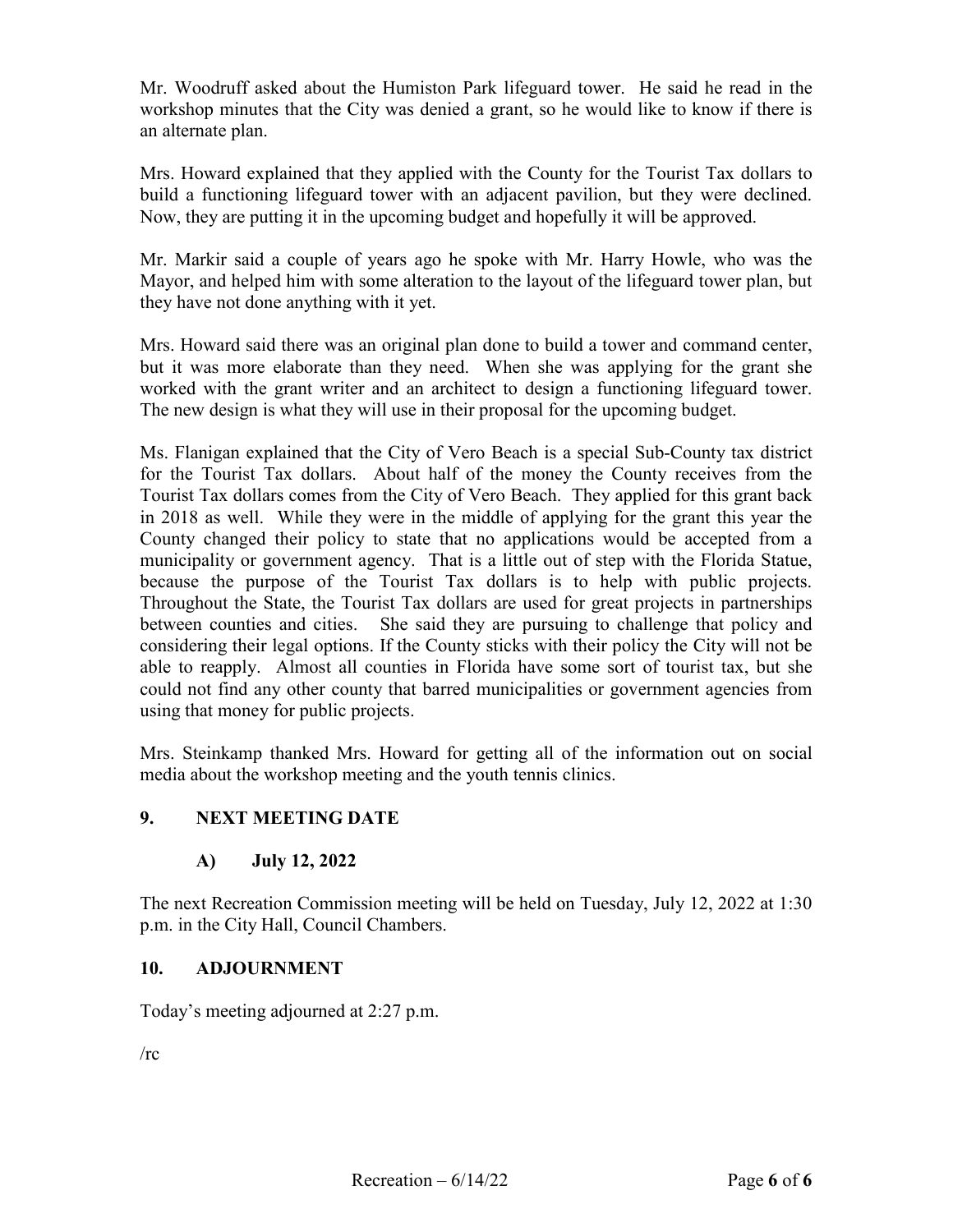Mr. Woodruff asked about the Humiston Park lifeguard tower. He said he read in the workshop minutes that the City was denied a grant, so he would like to know if there is an alternate plan.

Mrs. Howard explained that they applied with the County for the Tourist Tax dollars to build a functioning lifeguard tower with an adjacent pavilion, but they were declined. Now, they are putting it in the upcoming budget and hopefully it will be approved.

Mr. Markir said a couple of years ago he spoke with Mr. Harry Howle, who was the Mayor, and helped him with some alteration to the layout of the lifeguard tower plan, but they have not done anything with it yet.

Mrs. Howard said there was an original plan done to build a tower and command center, but it was more elaborate than they need. When she was applying for the grant she worked with the grant writer and an architect to design a functioning lifeguard tower. The new design is what they will use in their proposal for the upcoming budget.

Ms. Flanigan explained that the City of Vero Beach is a special Sub-County tax district for the Tourist Tax dollars. About half of the money the County receives from the Tourist Tax dollars comes from the City of Vero Beach. They applied for this grant back in 2018 as well. While they were in the middle of applying for the grant this year the County changed their policy to state that no applications would be accepted from a municipality or government agency. That is a little out of step with the Florida Statue, because the purpose of the Tourist Tax dollars is to help with public projects. Throughout the State, the Tourist Tax dollars are used for great projects in partnerships between counties and cities. She said they are pursuing to challenge that policy and considering their legal options. If the County sticks with their policy the City will not be able to reapply. Almost all counties in Florida have some sort of tourist tax, but she could not find any other county that barred municipalities or government agencies from using that money for public projects.

Mrs. Steinkamp thanked Mrs. Howard for getting all of the information out on social media about the workshop meeting and the youth tennis clinics.

## 9. NEXT MEETING DATE

### A) July 12, 2022

The next Recreation Commission meeting will be held on Tuesday, July 12, 2022 at 1:30 p.m. in the City Hall, Council Chambers.

## 10. ADJOURNMENT

Today's meeting adjourned at 2:27 p.m.

/rc